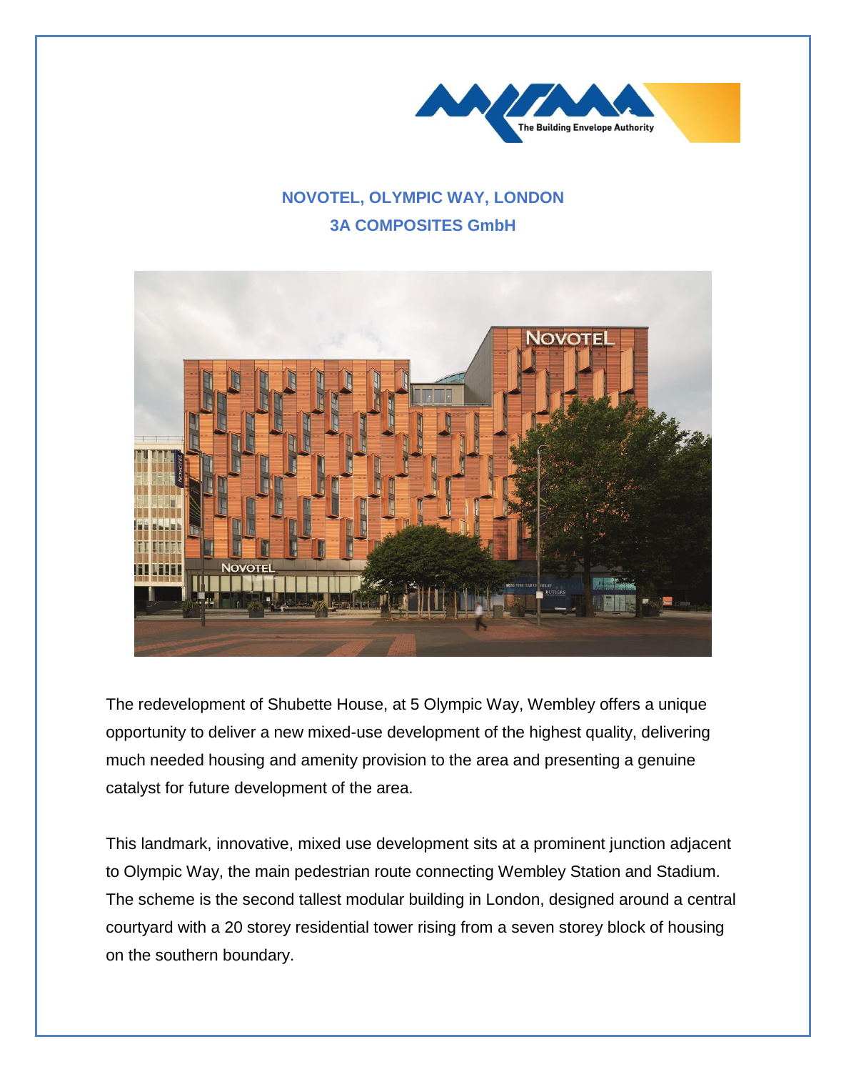## NOVOTEL, OLYMPIC WAY, LONDON

## 3A COMPOSITES GmbH

The redevelopment of Shubette House, at 5 Olympic Way, Wembley offers a unique opportunity to deliver a new mixed-use development of the highest quality, delivering much needed housing and amenity provision to the area and presenting a genuine catalyst for future development of the area.

This landmark, innovative, mixed use development sits at a prominent junction adjacent to Olympic Way, the main pedestrian route connecting Wembley Station and Stadium. The scheme is the second tallest modular building in London, designed around a central courtyard with a 20 storey residential tower rising from a seven storey block of housing on the southern boundary.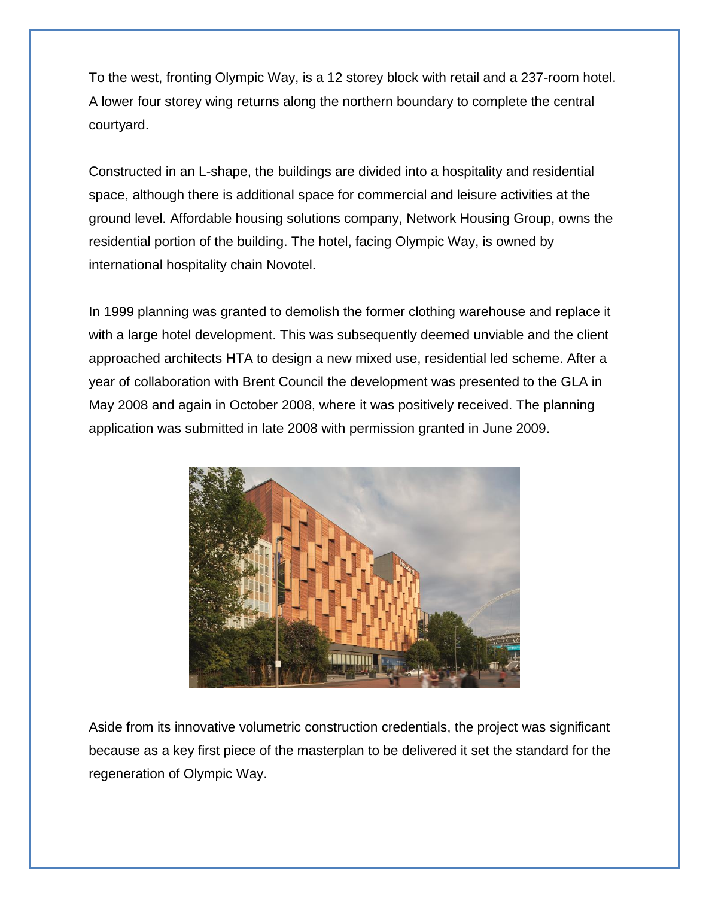To the west, fronting Olympic Way, is a 12 storey block with retail and a 237-room hotel. A lower four storey wing returns along the northern boundary to complete the central courtyard.

Constructed in an L-shape, the buildings are divided into a hospitality and residential space, although there is additional space for commercial and leisure activities at the ground level. Affordable housing solutions company, Network Housing Group, owns the residential portion of the building. The hotel, facing Olympic Way, is owned by international hospitality chain Novotel.

In 1999 planning was granted to demolish the former clothing warehouse and replace it with a large hotel development. This was subsequently deemed unviable and the client approached architects HTA to design a new mixed use, residential led scheme. After a year of collaboration with Brent Council the development was presented to the GLA in May 2008 and again in October 2008, where it was positively received. The planning application was submitted in late 2008 with permission granted in June 2009.

Aside from its innovative volumetric construction credentials, the project was significant because as a key first piece of the masterplan to be delivered it set the standard for the regeneration of Olympic Way.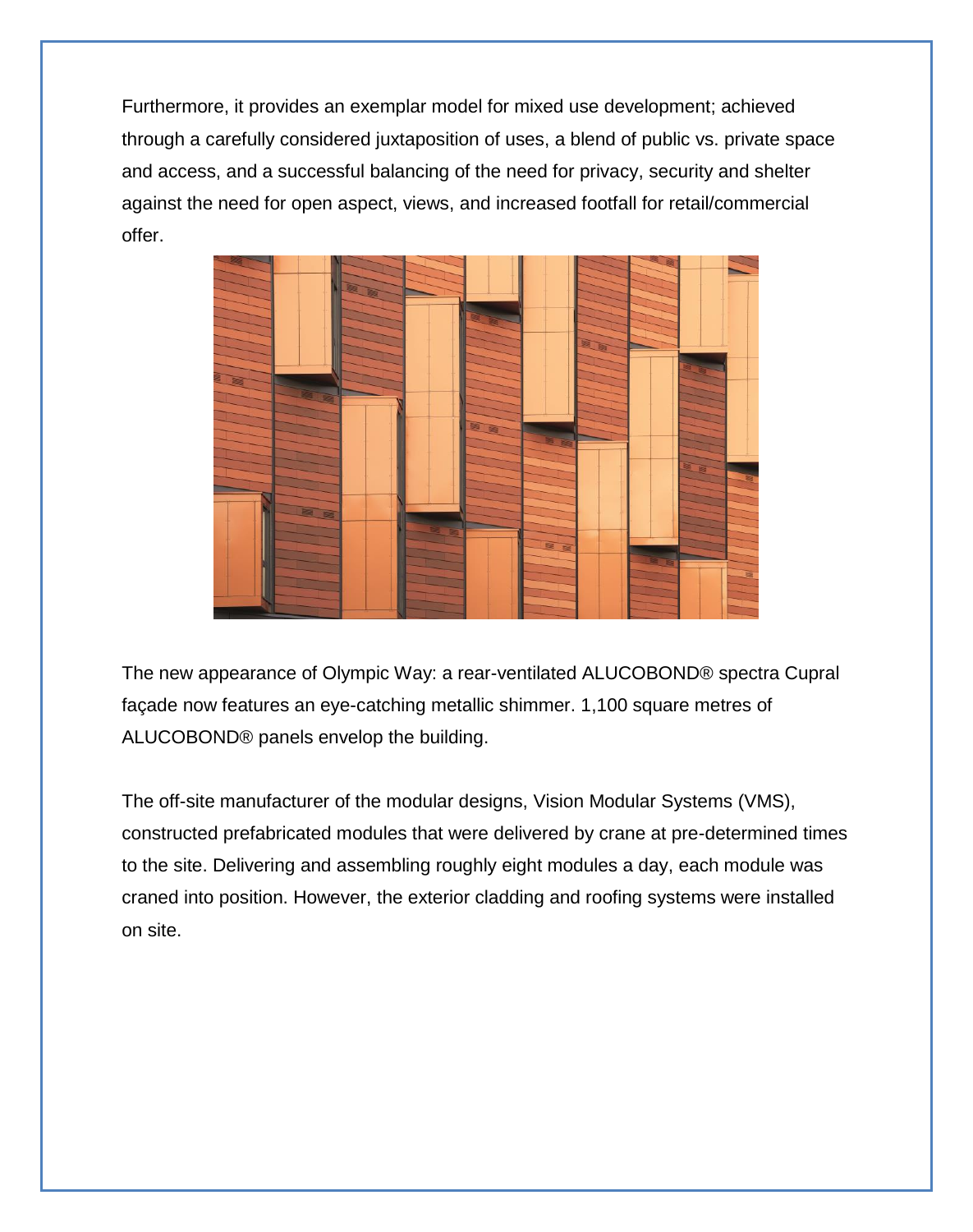Furthermore, it provides an exemplar model for mixed use development; achieved through a carefully considered juxtaposition of uses, a blend of public vs. private space and access, and a successful balancing of the need for privacy, security and shelter against the need for open aspect, views, and increased footfall for retail/commercial offer.

The new appearance of Olympic Way: a rear-ventilated ALUCOBOND® spectra Cupral façade now features an eye-catching metallic shimmer. 1,100 square metres of ALUCOBOND® panels envelop the building.

The off-site manufacturer of the modular designs, Vision Modular Systems (VMS), constructed prefabricated modules that were delivered by crane at pre-determined times to the site. Delivering and assembling roughly eight modules a day, each module was craned into position. However, the exterior cladding and roofing systems were installed on site.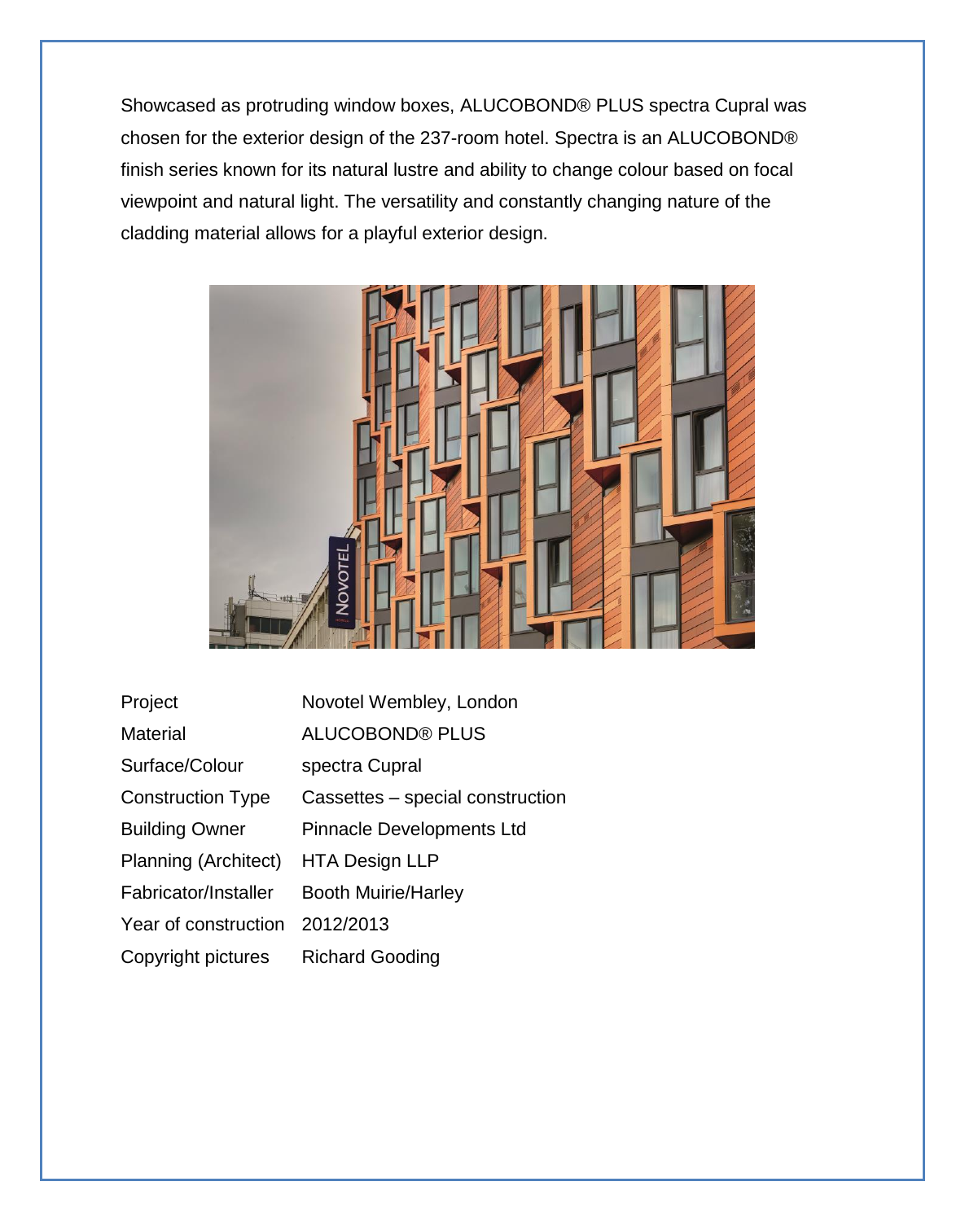Showcased as protruding window boxes, ALUCOBOND® PLUS spectra Cupral was chosen for the exterior design of the 237-room hotel. Spectra is an ALUCOBOND® finish series known for its natural lustre and ability to change colour based on focal viewpoint and natural light. The versatility and constantly changing nature of the cladding material allows for a playful exterior design.

| | |
|---|---|
| Project | Novotel Wembley, London |
| Material | ALUCOBOND® PLUS |
| Surface/Colour | spectra Cupral |
| Construction Type | Cassettes – special construction |
| Building Owner | Pinnacle Developments Ltd |
| Planning (Architect) | HTA Design LLP |
| Fabricator/Installer | Booth Muirie/Harley |
| Year of construction | 2012/2013 |
| Copyright pictures | Richard Gooding |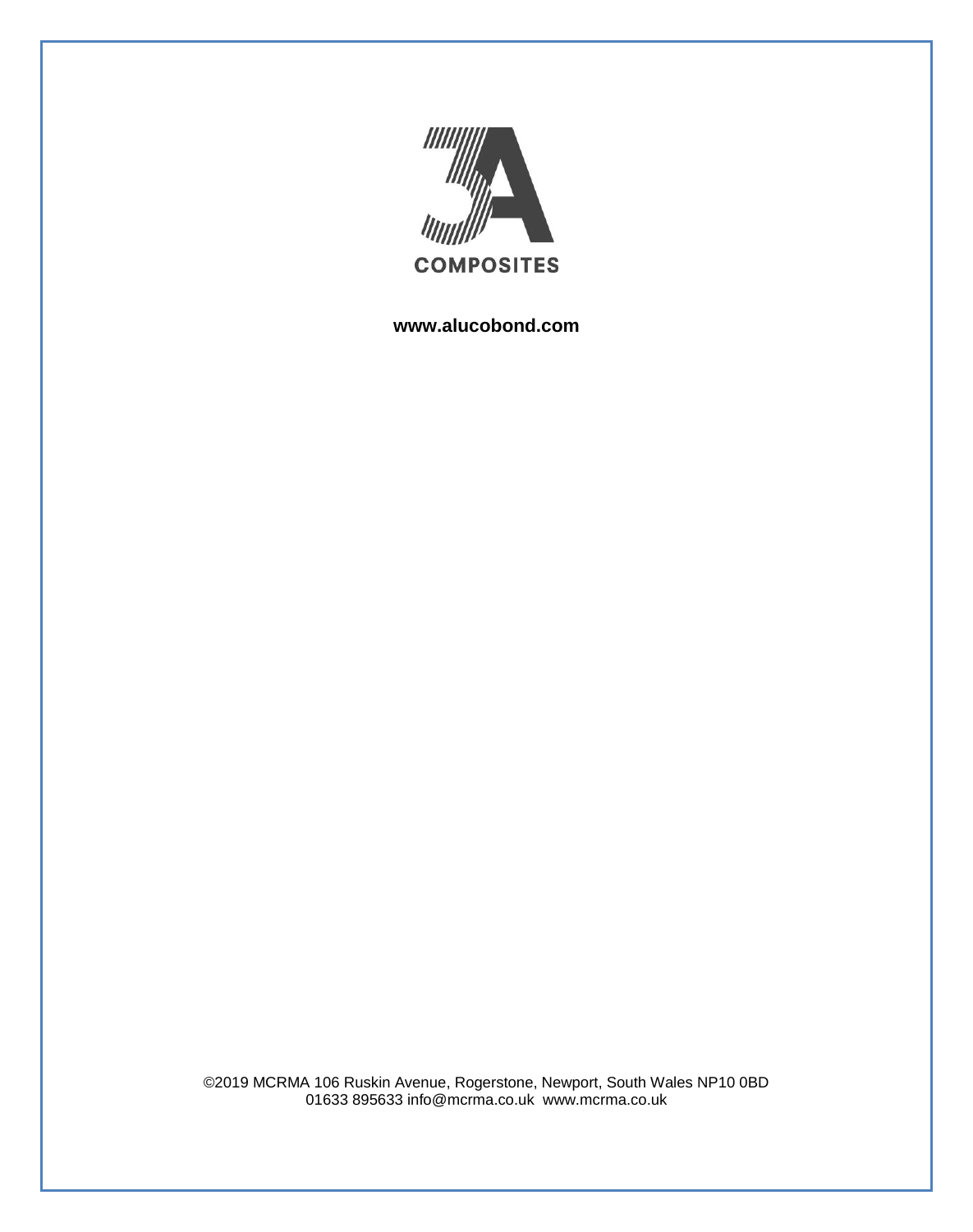COMPOSITES

**www.alucobond.com**

©2019 MCRMA 106 Ruskin Avenue, Rogerstone, Newport, South Wales NP10 0BD
01633 895633 info@mcrma.co.uk www.mcrma.co.uk